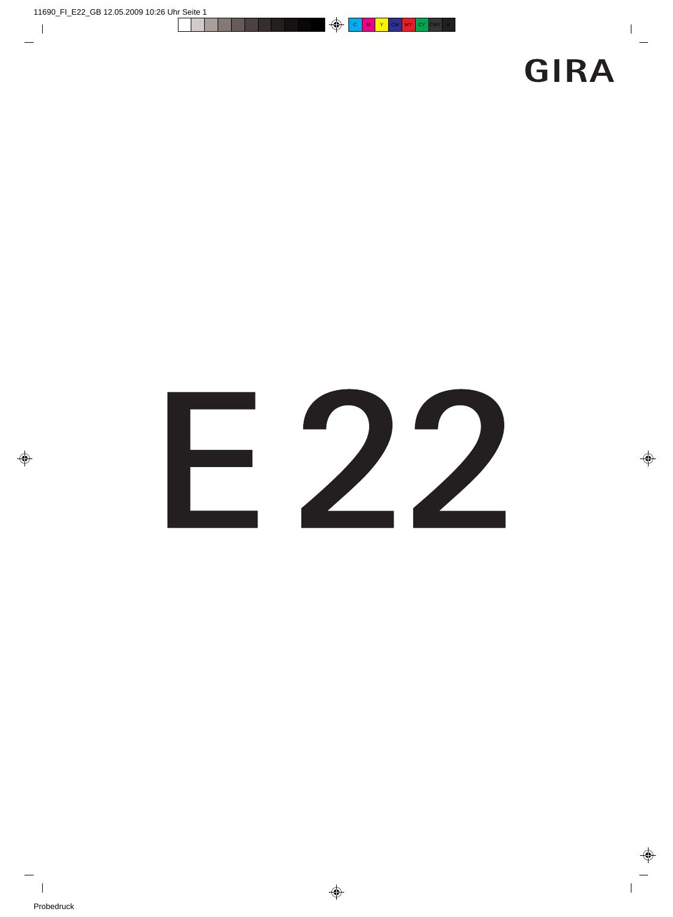GIRA

# E22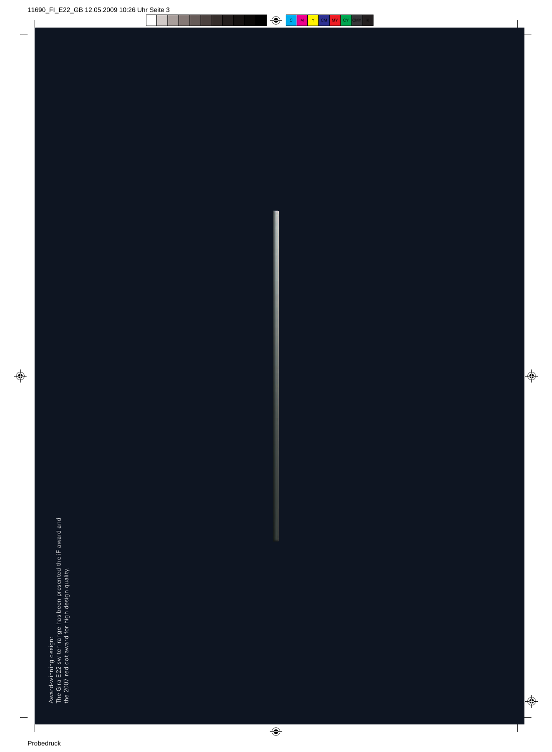Award-winning design:
The Gira E22 switch range has been presented the iF award and the 2007 red dot award for high design quality.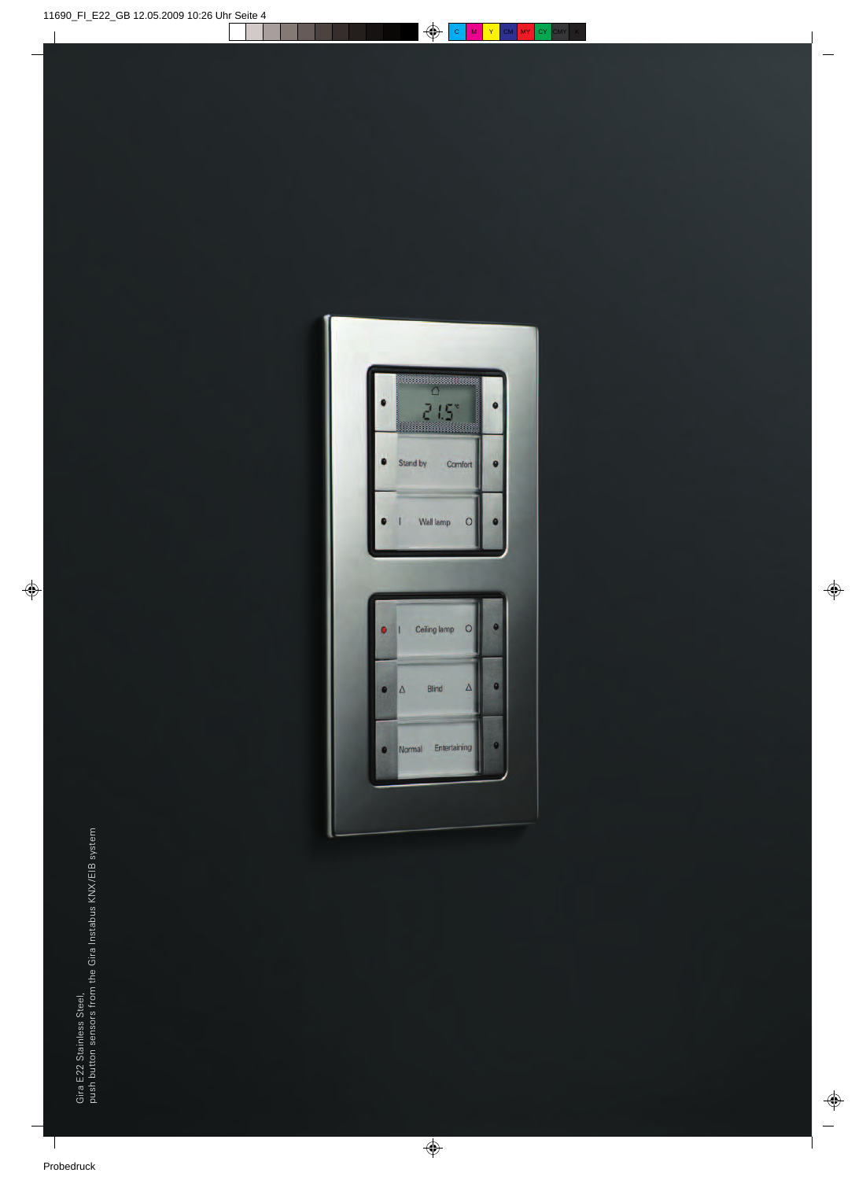Gira E22 Stainless Steel,
push button sensors from the Gira Instabus KNX/EIB system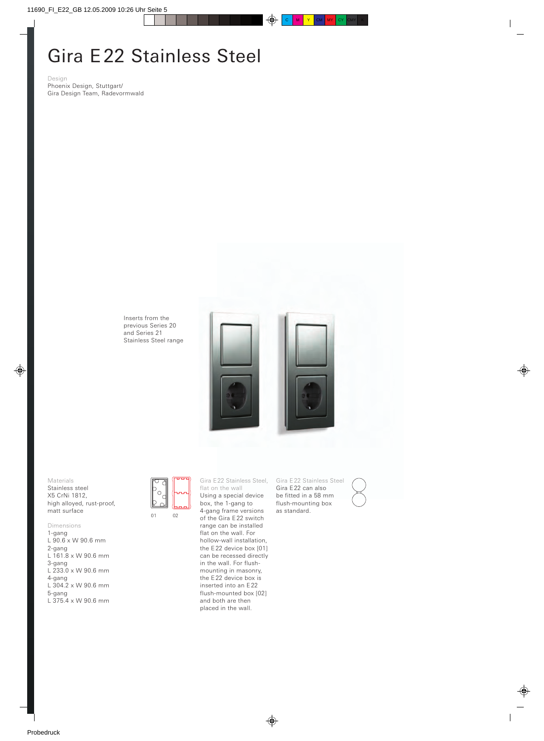# Gira E22 Stainless Steel

Design
Phoenix Design, Stuttgart/
Gira Design Team, Radevormwald

Inserts from the previous Series 20 and Series 21 Stainless Steel range

Materials
Stainless steel
X5 CrNi 1812,
high alloyed, rust-proof,
matt surface

Dimensions
1-gang
L 90.6 x W 90.6 mm
2-gang
L 161.8 x W 90.6 mm
3-gang
L 233.0 x W 90.6 mm
4-gang
L 304.2 x W 90.6 mm
5-gang
L 375.4 x W 90.6 mm

01 02

Gira E22 Stainless Steel, flat on the wall
Using a special device box, the 1-gang to 4-gang frame versions of the Gira E22 switch range can be installed flat on the wall. For hollow-wall installation, the E22 device box [01] can be recessed directly in the wall. For flush-mounting in masonry, the E22 device box is inserted into an E22 flush-mounted box [02] and both are then placed in the wall.

Gira E22 Stainless Steel
Gira E22 can also be fitted in a 58 mm flush-mounting box as standard.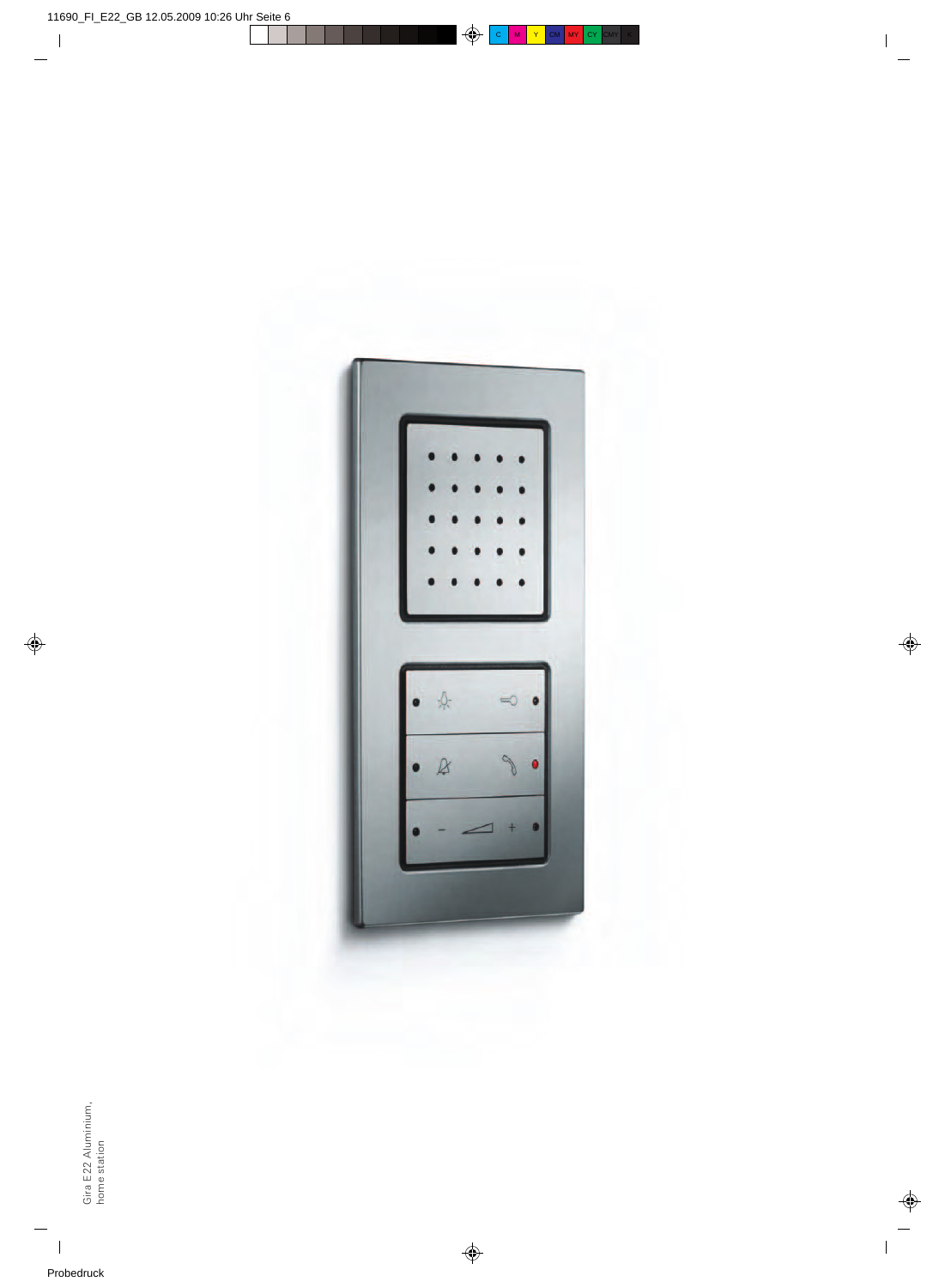Gira E22 Aluminium, home station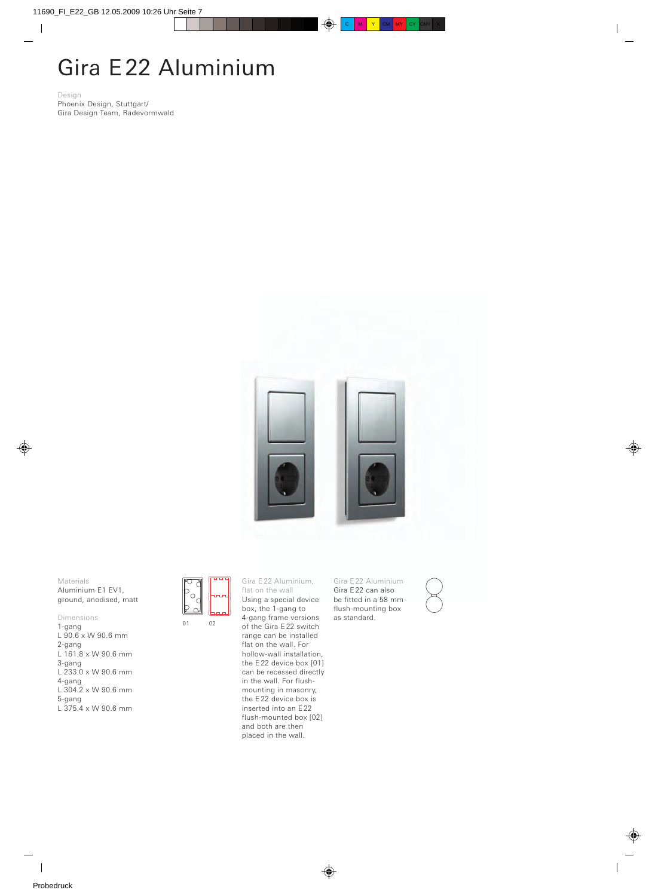# Gira E22 Aluminium

Design
Phoenix Design, Stuttgart/
Gira Design Team, Radevormwald

Materials
Aluminium E1 EV1,
ground, anodised, matt

Dimensions
1-gang
L 90.6 x W 90.6 mm
2-gang
L 161.8 x W 90.6 mm
3-gang
L 233.0 x W 90.6 mm
4-gang
L 304.2 x W 90.6 mm
5-gang
L 375.4 x W 90.6 mm

01 02

Gira E22 Aluminium,
flat on the wall
Using a special device box, the 1-gang to 4-gang frame versions of the Gira E22 switch range can be installed flat on the wall. For hollow-wall installation, the E22 device box [01] can be recessed directly in the wall. For flush-mounting in masonry, the E22 device box is inserted into an E22 flush-mounted box [02] and both are then placed in the wall.

Gira E22 Aluminium
Gira E22 can also be fitted in a 58 mm flush-mounting box as standard.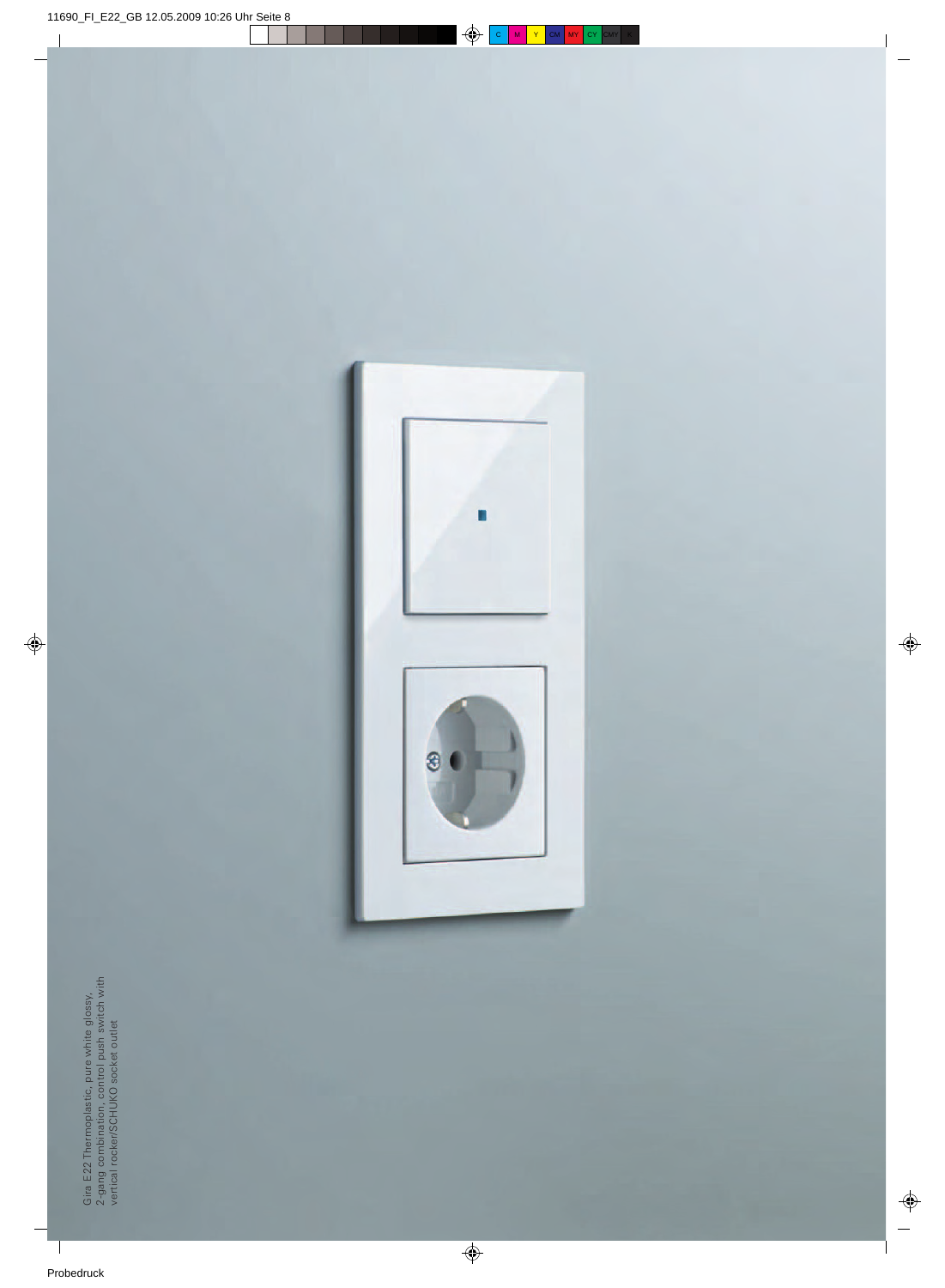Gira E22 Thermoplastic, pure white glossy,
2-gang combination, control push switch with
vertical rocker/SCHUKO socket outlet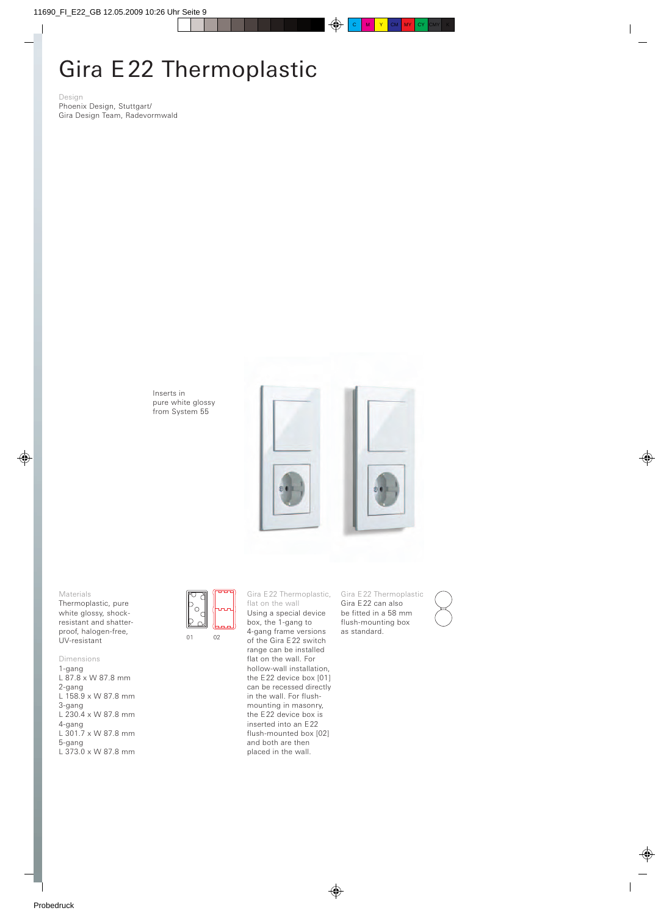# Gira E22 Thermoplastic

Design
Phoenix Design, Stuttgart/
Gira Design Team, Radevormwald

Inserts in
pure white glossy
from System 55

Materials
Thermoplastic, pure white glossy, shock-resistant and shatter-proof, halogen-free, UV-resistant

Dimensions
1-gang
L 87.8 x W 87.8 mm
2-gang
L 158.9 x W 87.8 mm
3-gang
L 230.4 x W 87.8 mm
4-gang
L 301.7 x W 87.8 mm
5-gang
L 373.0 x W 87.8 mm

01 02

Gira E22 Thermoplastic, flat on the wall
Using a special device box, the 1-gang to 4-gang frame versions of the Gira E22 switch range can be installed flat on the wall. For hollow-wall installation, the E22 device box [01] can be recessed directly in the wall. For flush-mounting in masonry, the E22 device box is inserted into an E22 flush-mounted box [02] and both are then placed in the wall.

Gira E22 Thermoplastic
Gira E22 can also be fitted in a 58 mm flush-mounting box as standard.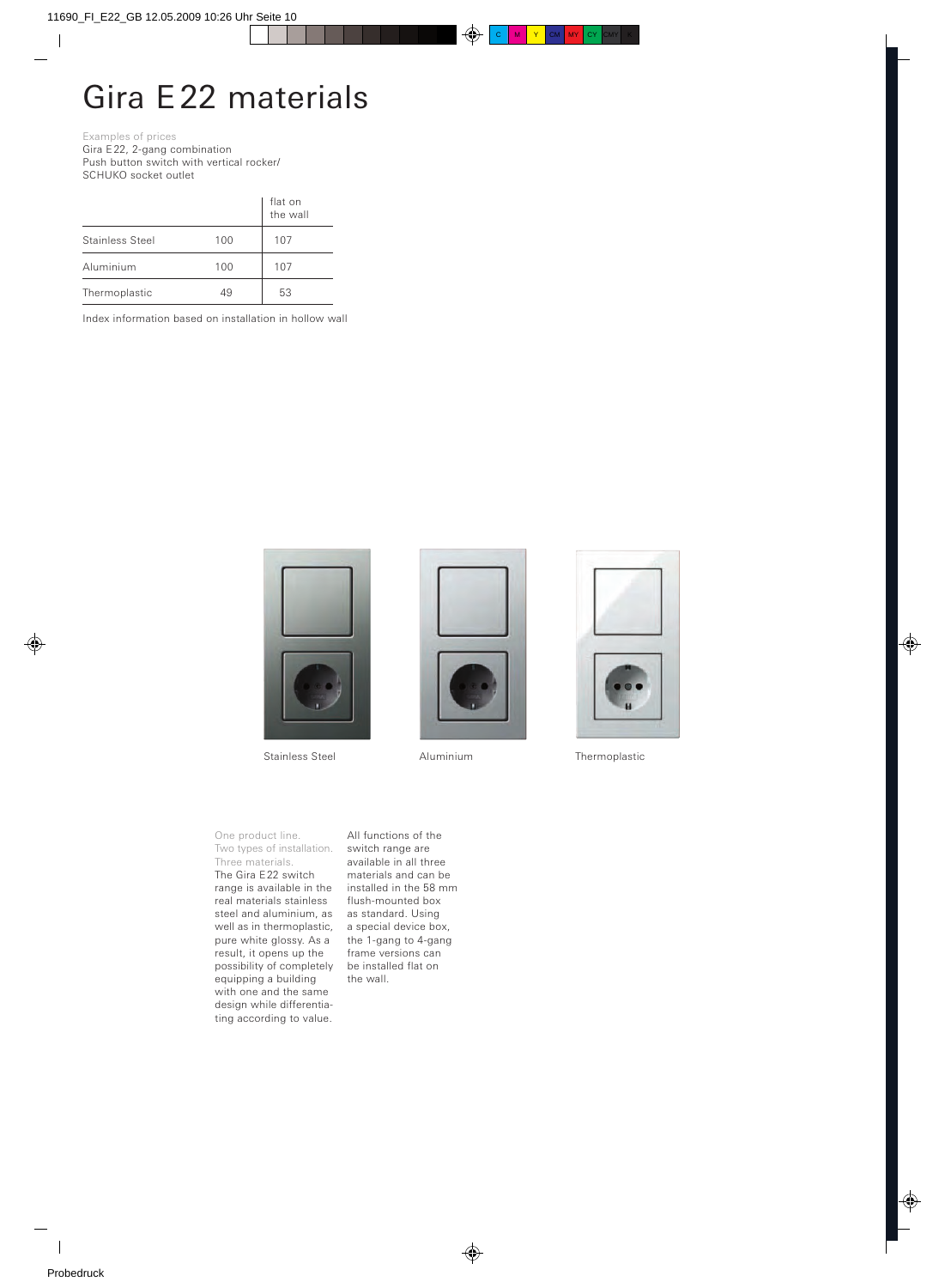# Gira E22 materials

Examples of prices
Gira E22, 2-gang combination
Push button switch with vertical rocker/
SCHUKO socket outlet

| | | flat on the wall |
|---|---|---|
| Stainless Steel | 100 | 107 |
| Aluminium | 100 | 107 |
| Thermoplastic | 49 | 53 |

Index information based on installation in hollow wall

Stainless Steel

Aluminium

Thermoplastic

One product line.
Two types of installation.
Three materials.
The Gira E22 switch range is available in the real materials stainless steel and aluminium, as well as in thermoplastic, pure white glossy. As a result, it opens up the possibility of completely equipping a building with one and the same design while differentiating according to value.

All functions of the switch range are available in all three materials and can be installed in the 58 mm flush-mounted box as standard. Using a special device box, the 1-gang to 4-gang frame versions can be installed flat on the wall.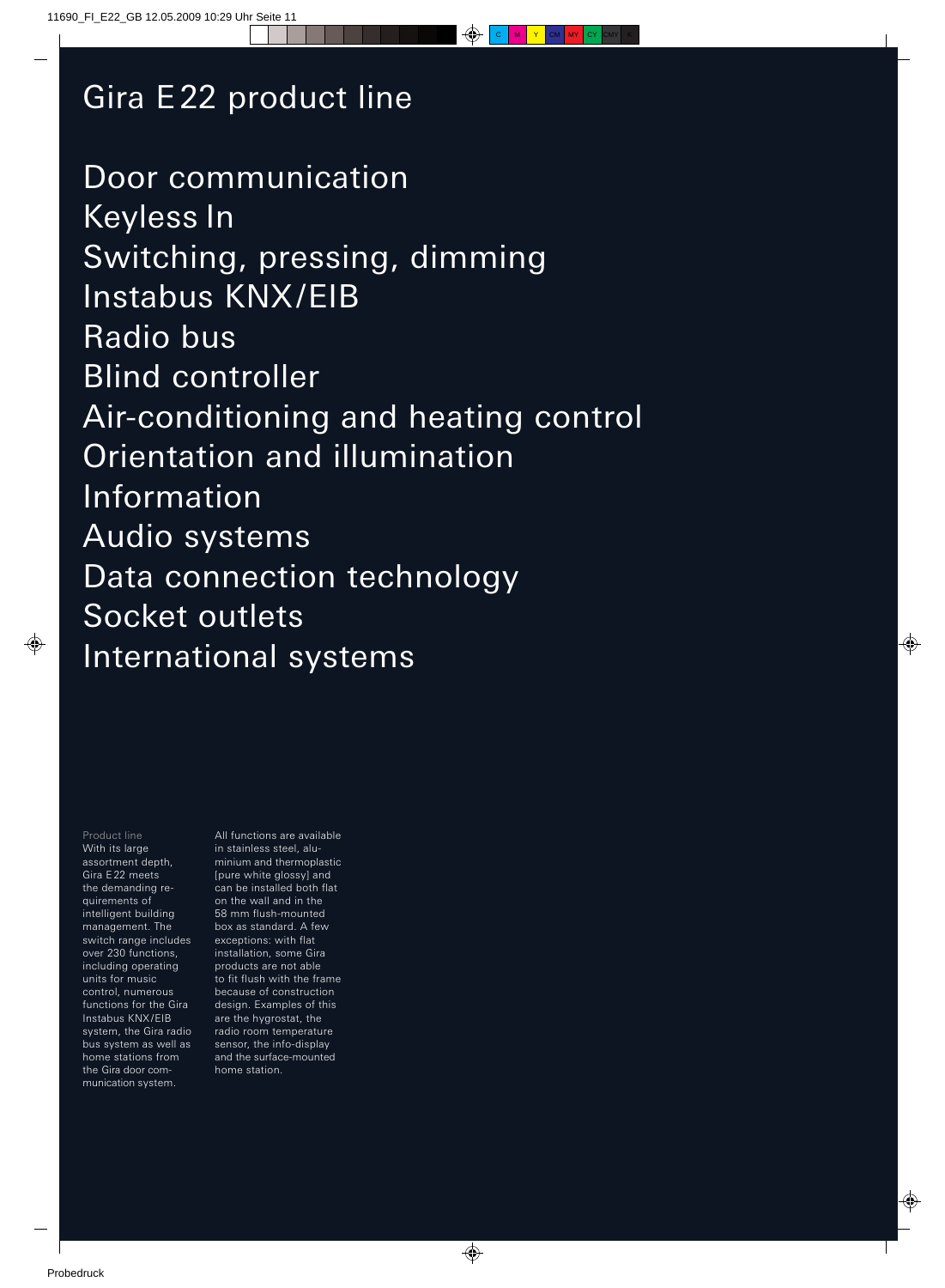# Gira E22 product line

Door communication
Keyless In
Switching, pressing, dimming
Instabus KNX/EIB
Radio bus
Blind controller
Air-conditioning and heating control
Orientation and illumination
Information
Audio systems
Data connection technology
Socket outlets
International systems

Product line

With its large assortment depth, Gira E22 meets the demanding requirements of intelligent building management. The switch range includes over 230 functions, including operating units for music control, numerous functions for the Gira Instabus KNX/EIB system, the Gira radio bus system as well as home stations from the Gira door communication system.

All functions are available in stainless steel, aluminium and thermoplastic [pure white glossy] and can be installed both flat on the wall and in the 58 mm flush-mounted box as standard. A few exceptions: with flat installation, some Gira products are not able to fit flush with the frame because of construction design. Examples of this are the hygrostat, the radio room temperature sensor, the info-display and the surface-mounted home station.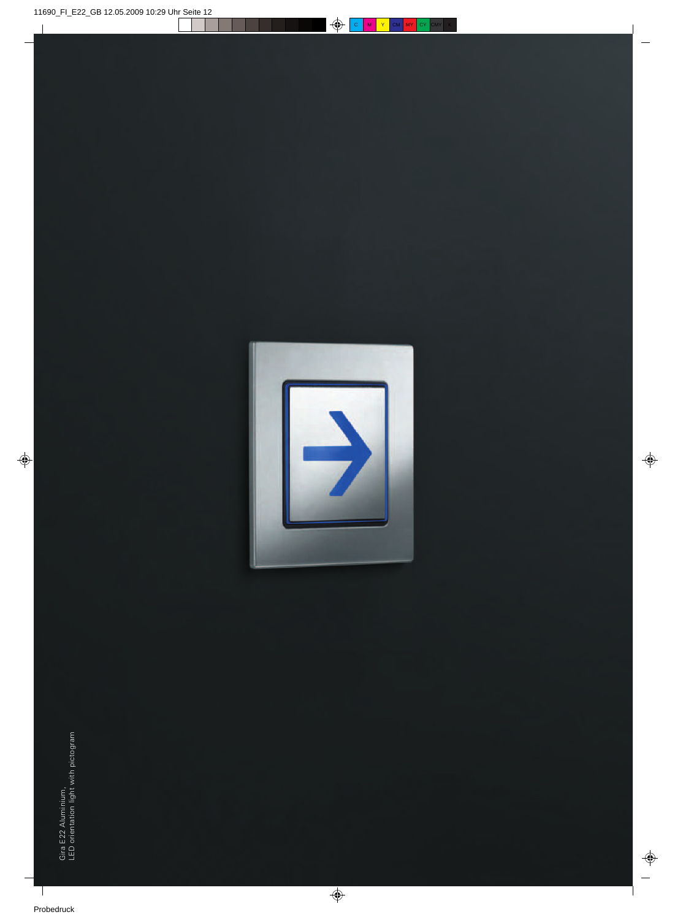Gira E22 Aluminium,
LED orientation light with pictogram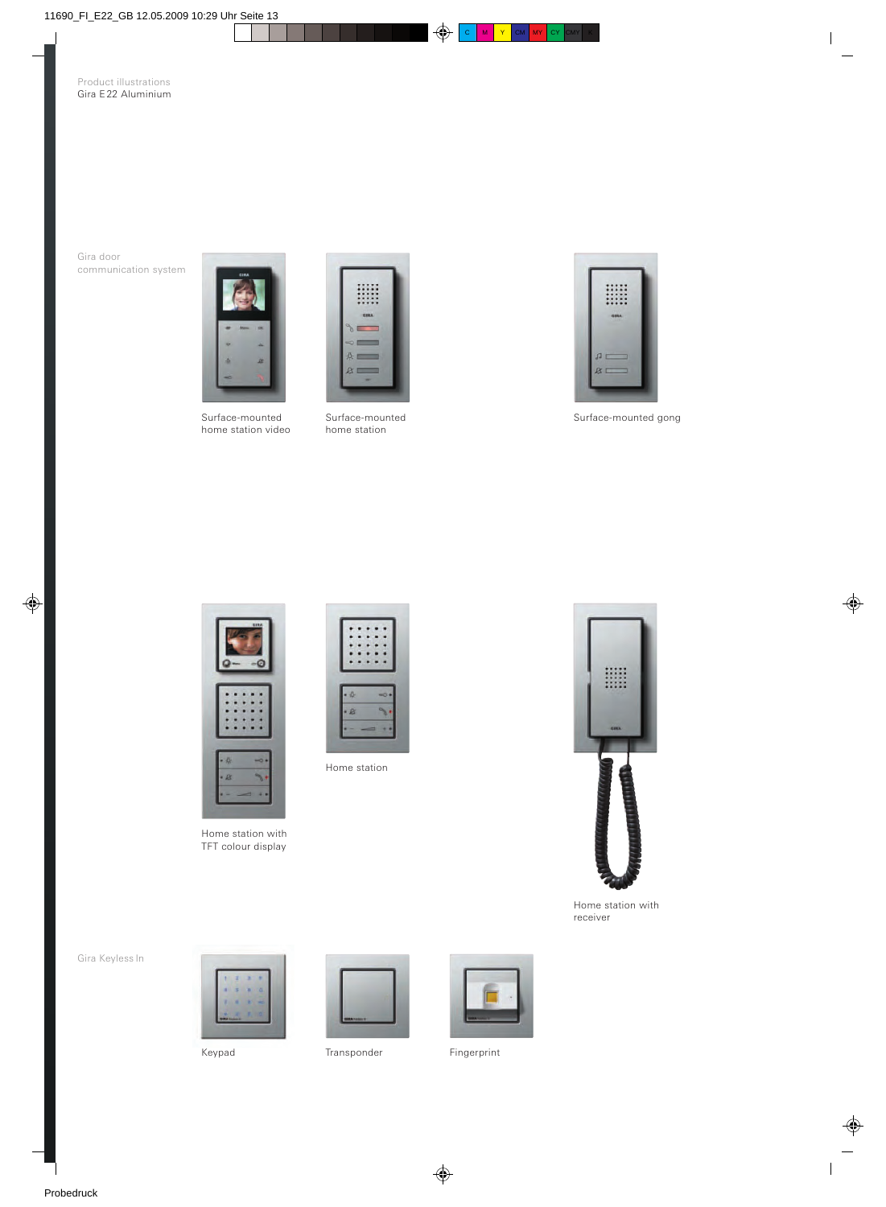Product illustrations
Gira E22 Aluminium

Gira door communication system

Surface-mounted home station video

Surface-mounted home station

Surface-mounted gong

Home station with TFT colour display

Home station

Home station with receiver

Gira Keyless In

Keypad

Transponder

Fingerprint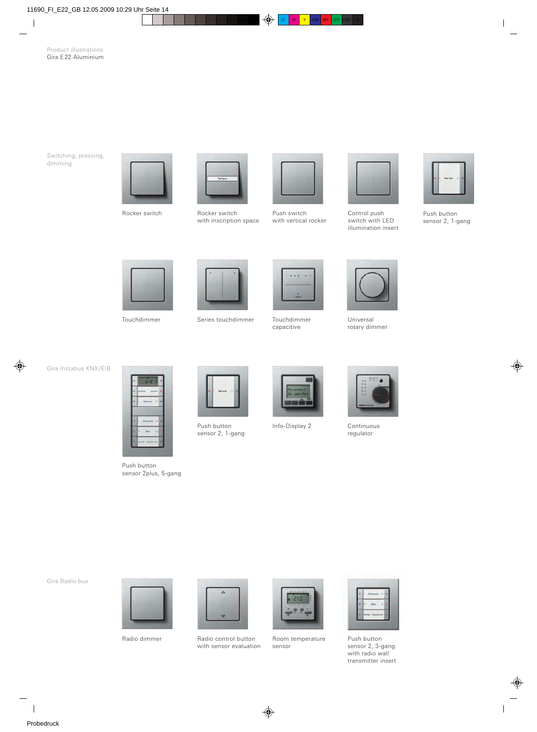Product illustrations
Gira E22 Aluminium

## Switching, pressing, dimming

Rocker switch

Rocker switch with inscription space

Push switch with vertical rocker

Control push switch with LED illumination insert

Push button sensor 2, 1-gang

Touchdimmer

Series touchdimmer

Touchdimmer capacitive

Universal rotary dimmer

## Gira Instabus KNX/EIB

Push button sensor 2plus, 5-gang

Push button sensor 2, 1-gang

Info-Display 2

Continuous regulator

## Gira Radio bus

Radio dimmer

Radio control button with sensor evaluation

Room temperature sensor

Push button sensor 2, 3-gang with radio wall transmitter insert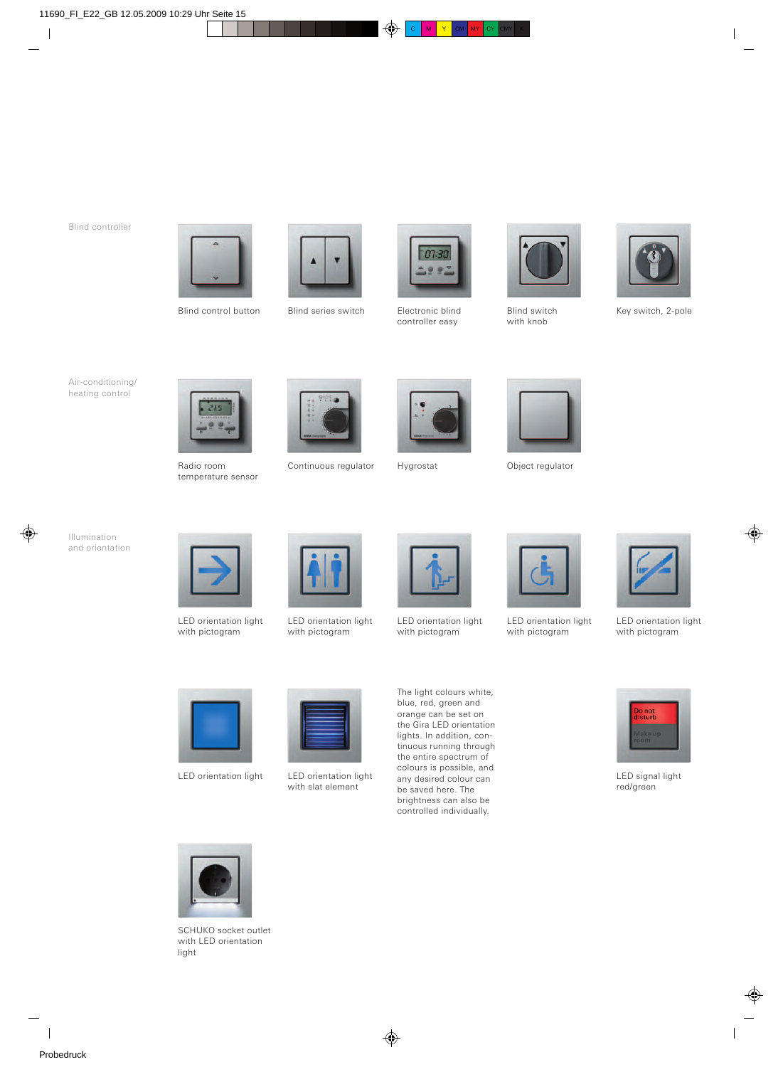## Blind controller

Blind control button

Blind series switch

Electronic blind controller easy

Blind switch with knob

Key switch, 2-pole

## Air-conditioning/heating control

Radio room temperature sensor

Continuous regulator

Hygrostat

Object regulator

## Illumination and orientation

LED orientation light with pictogram

LED orientation light with pictogram

LED orientation light with pictogram

LED orientation light with pictogram

LED orientation light with pictogram

LED orientation light

LED orientation light with slat element

The light colours white, blue, red, green and orange can be set on the Gira LED orientation lights. In addition, continuous running through the entire spectrum of colours is possible, and any desired colour can be saved here. The brightness can also be controlled individually.

LED signal light red/green

SCHUKO socket outlet with LED orientation light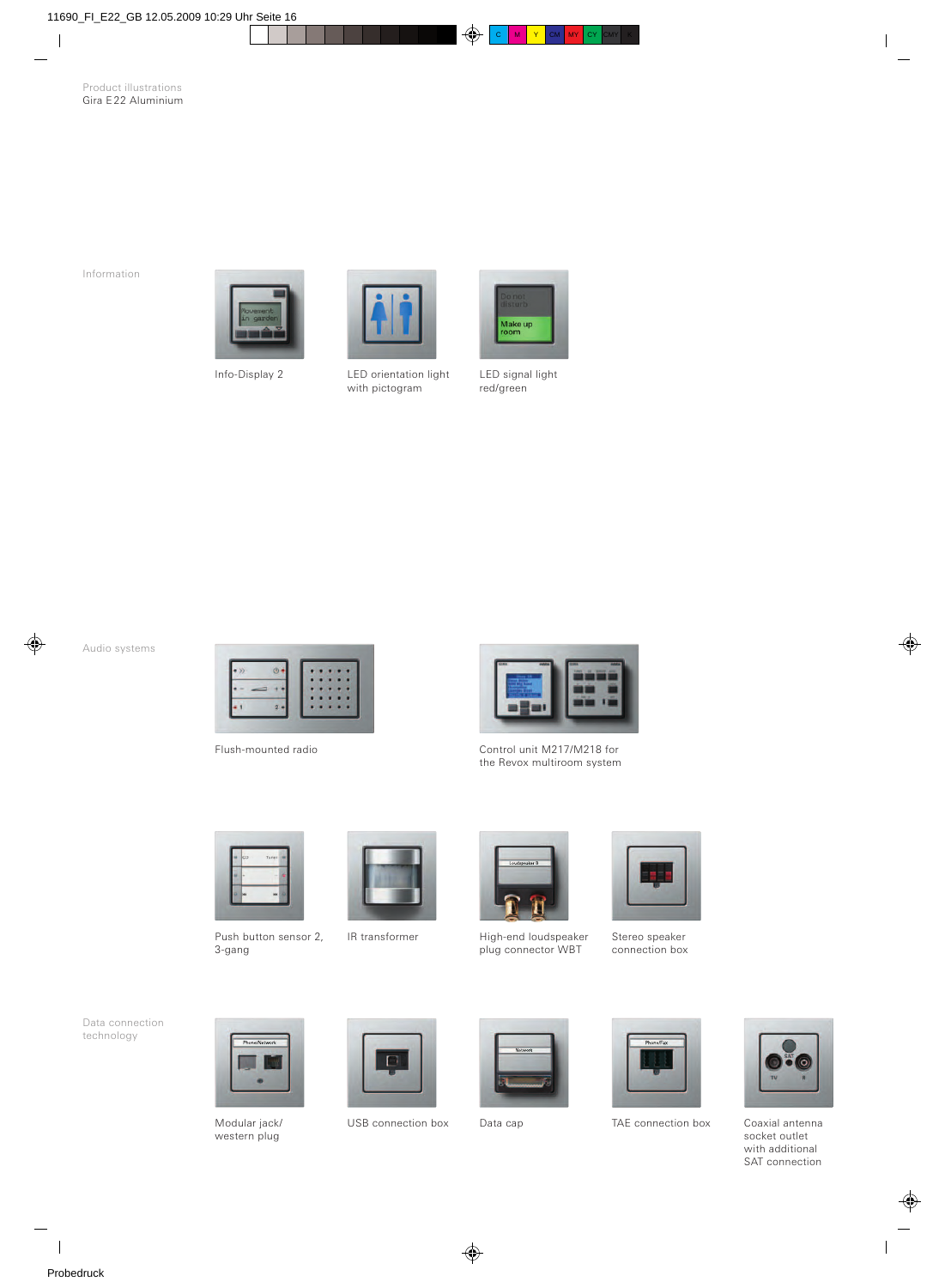Product illustrations
Gira E22 Aluminium

## Information

Info-Display 2

LED orientation light with pictogram

LED signal light red/green

## Audio systems

Flush-mounted radio

Control unit M217/M218 for the Revox multiroom system

Push button sensor 2, 3-gang

IR transformer

High-end loudspeaker plug connector WBT

Stereo speaker connection box

## Data connection technology

Modular jack/ western plug

USB connection box

Data cap

TAE connection box

Coaxial antenna socket outlet with additional SAT connection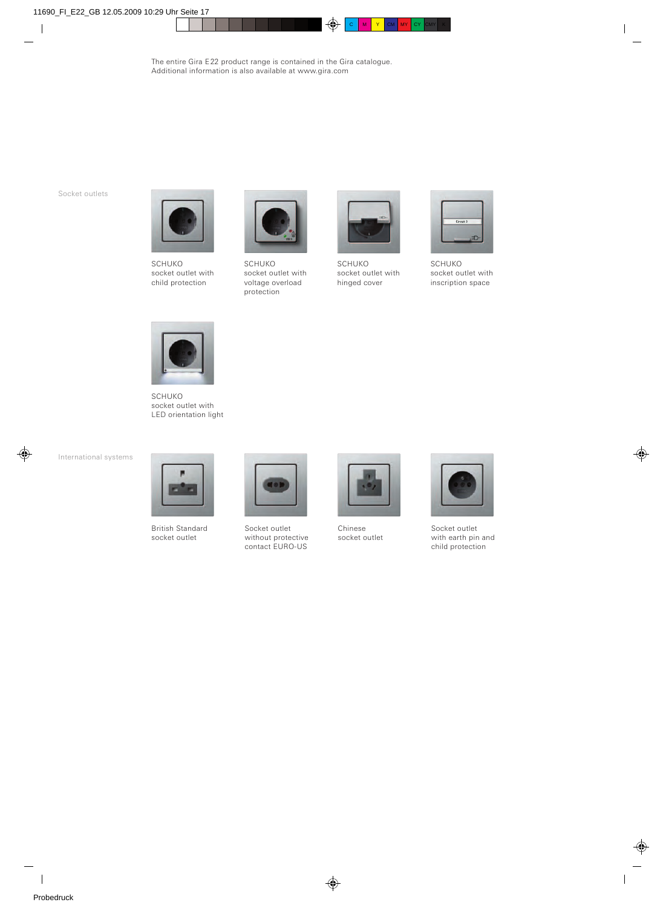The entire Gira E22 product range is contained in the Gira catalogue.
Additional information is also available at www.gira.com

## Socket outlets

SCHUKO
socket outlet with
child protection

SCHUKO
socket outlet with
voltage overload
protection

SCHUKO
socket outlet with
hinged cover

SCHUKO
socket outlet with
inscription space

SCHUKO
socket outlet with
LED orientation light

## International systems

British Standard
socket outlet

Socket outlet
without protective
contact EURO-US

Chinese
socket outlet

Socket outlet
with earth pin and
child protection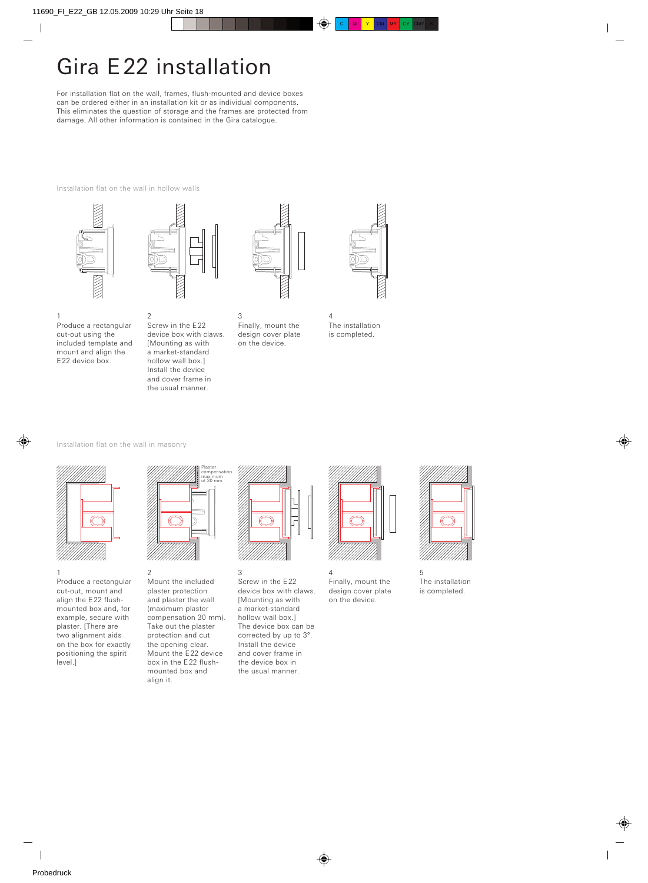# Gira E22 installation

For installation flat on the wall, frames, flush-mounted and device boxes can be ordered either in an installation kit or as individual components. This eliminates the question of storage and the frames are protected from damage. All other information is contained in the Gira catalogue.

Installation flat on the wall in hollow walls

1
Produce a rectangular cut-out using the included template and mount and align the E22 device box.

2
Screw in the E22 device box with claws. [Mounting as with a market-standard hollow wall box.] Install the device and cover frame in the usual manner.

3
Finally, mount the design cover plate on the device.

4
The installation is completed.

Installation flat on the wall in masonry

Plaster compensation maximum of 30 mm

1
Produce a rectangular cut-out, mount and align the E22 flush-mounted box and, for example, secure with plaster. [There are two alignment aids on the box for exactly positioning the spirit level.]

2
Mount the included plaster protection and plaster the wall (maximum plaster compensation 30 mm). Take out the plaster protection and cut the opening clear. Mount the E22 device box in the E22 flush-mounted box and align it.

3
Screw in the E22 device box with claws. [Mounting as with a market-standard hollow wall box.] The device box can be corrected by up to 3°. Install the device and cover frame in the device box in the usual manner.

4
Finally, mount the design cover plate on the device.

5
The installation is completed.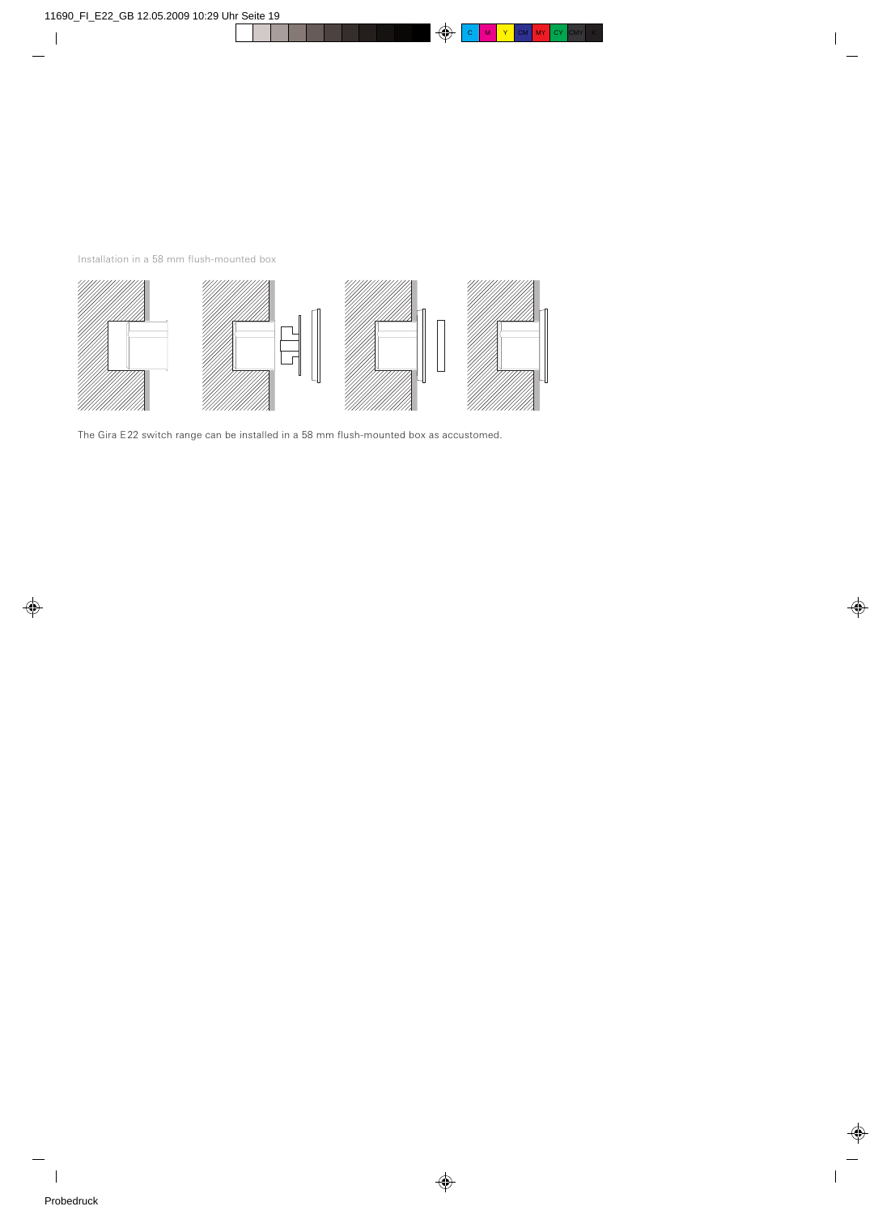Installation in a 58 mm flush-mounted box

The Gira E22 switch range can be installed in a 58 mm flush-mounted box as accustomed.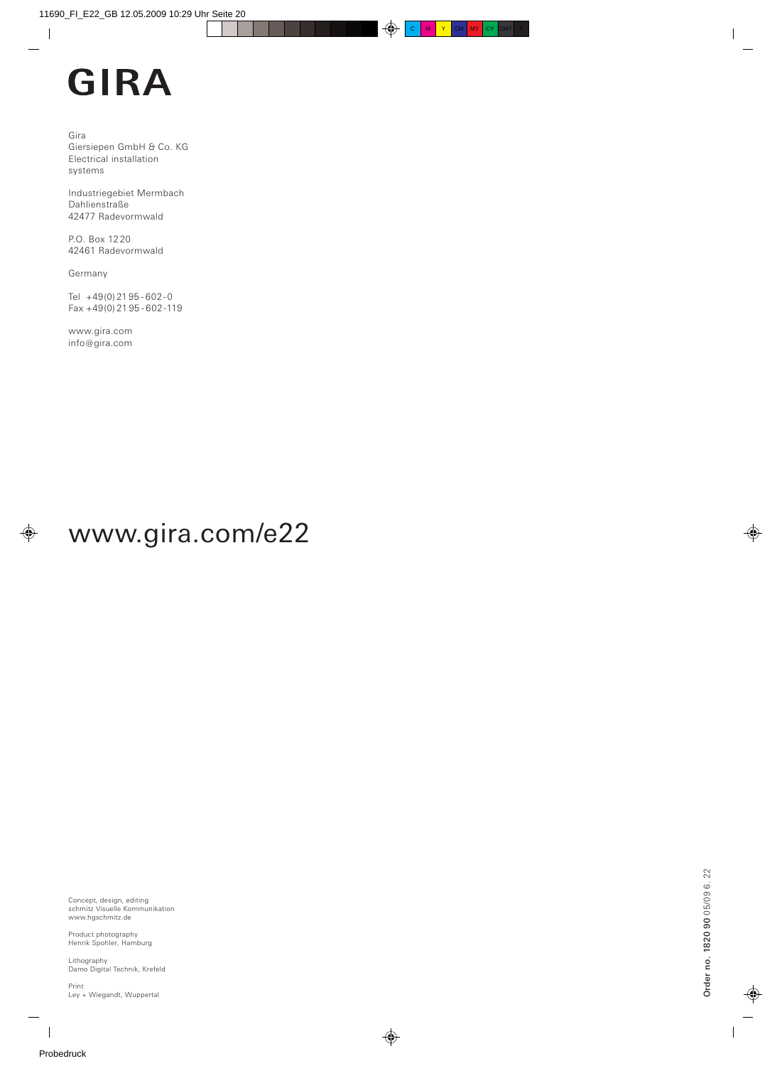# GIRA

Gira
Giersiepen GmbH & Co. KG
Electrical installation
systems

Industriegebiet Mermbach
Dahlienstraße
42477 Radevormwald

P.O. Box 1220
42461 Radevormwald

Germany

Tel +49(0) 21 95 - 602 - 0
Fax +49(0) 21 95 - 602 - 119

www.gira.com
info@gira.com

www.gira.com/e22

Concept, design, editing
schmitz Visuelle Kommunikation
www.hgschmitz.de

Product photography
Henrik Spohler, Hamburg

Lithography
Damo Digital Technik, Krefeld

Print
Ley + Wiegandt, Wuppertal

**Order no. 1820 90** 05/09 6. 22